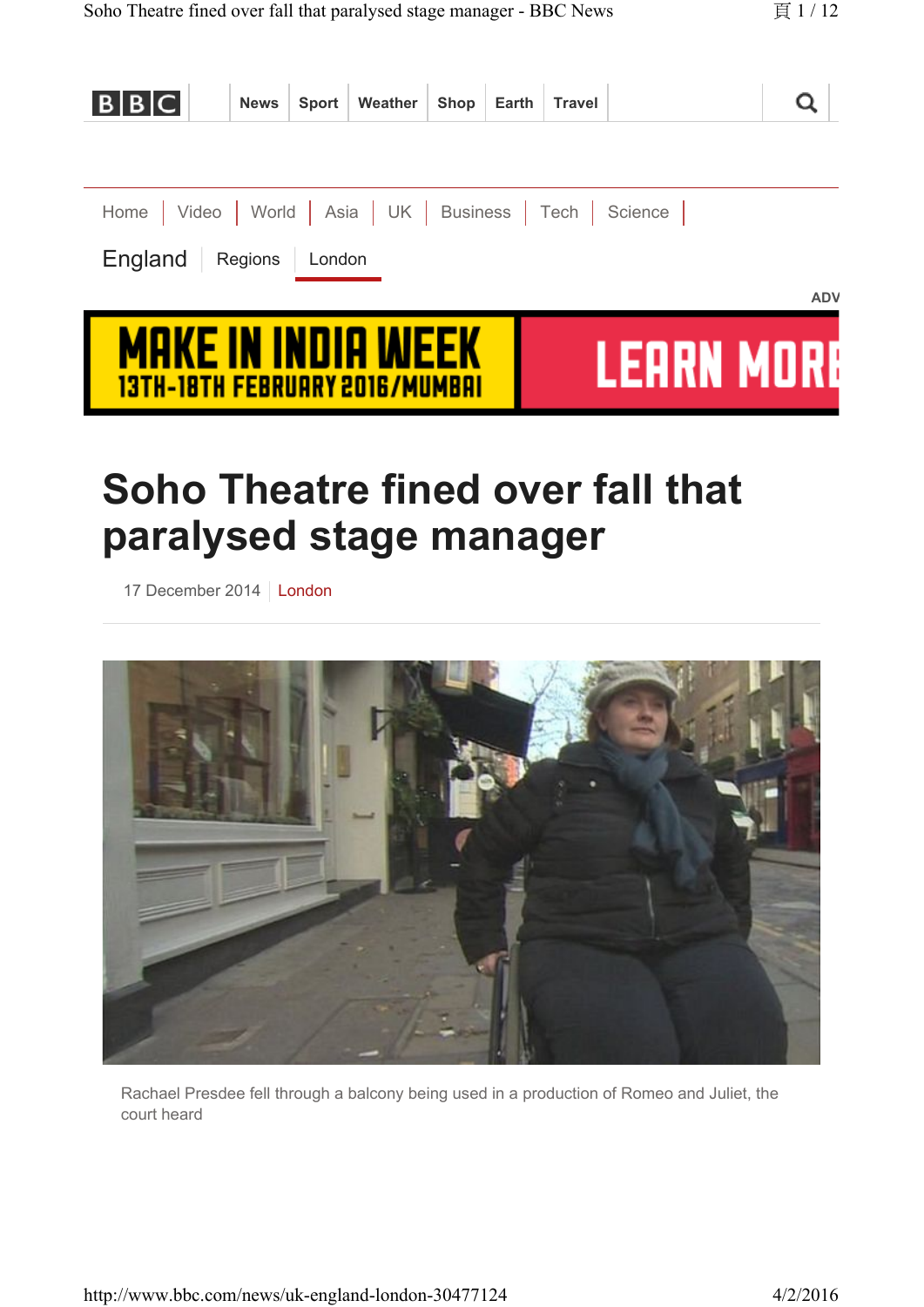# Soho Theatre fined over fall that paralysed stage manager

17 December 2014 | London

Rachael Presdee fell through a balcony being used in a production of Romeo and Juliet, the court heard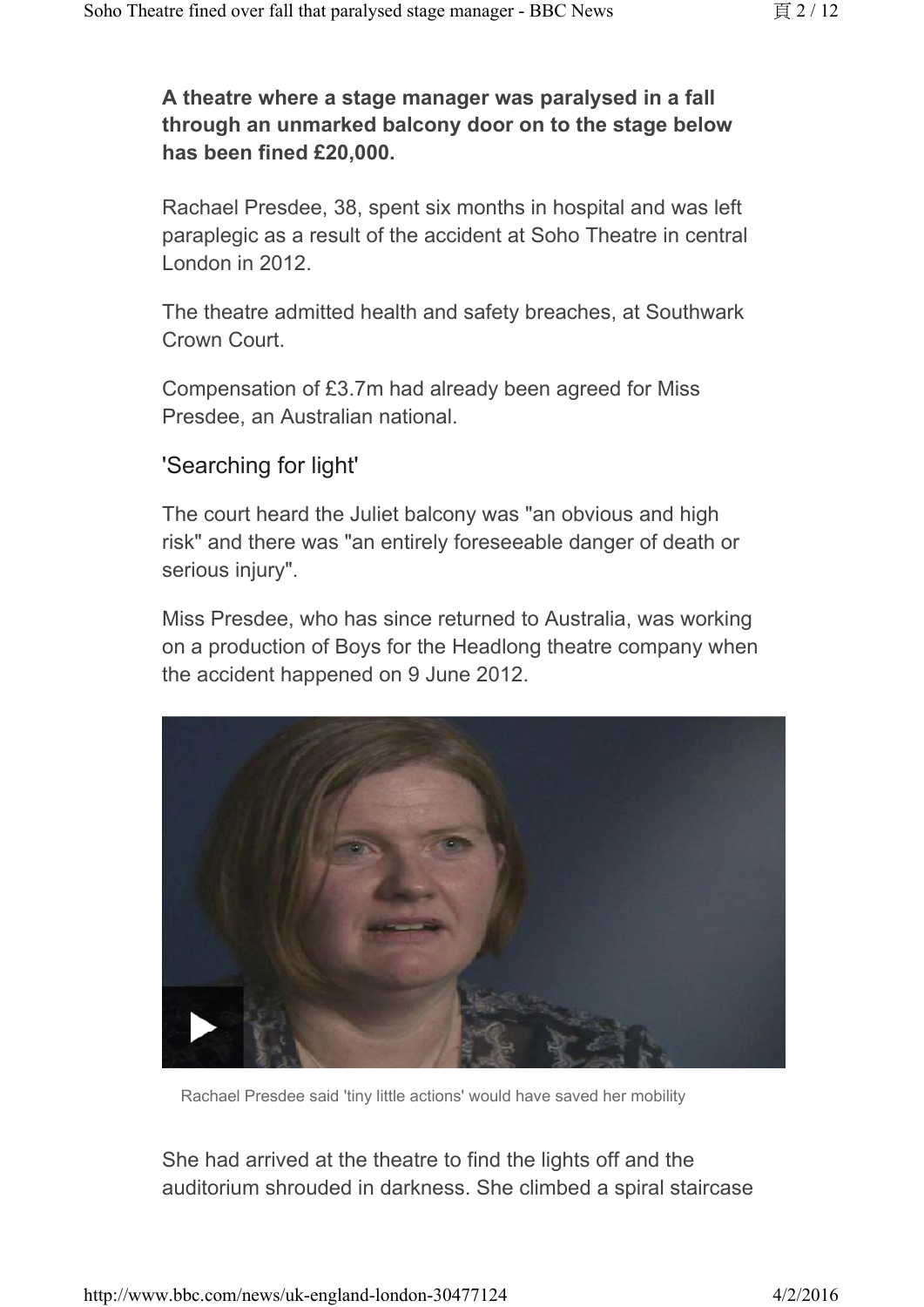**A theatre where a stage manager was paralysed in a fall through an unmarked balcony door on to the stage below has been fined £20,000.**

Rachael Presdee, 38, spent six months in hospital and was left paraplegic as a result of the accident at Soho Theatre in central London in 2012.

The theatre admitted health and safety breaches, at Southwark Crown Court.

Compensation of £3.7m had already been agreed for Miss Presdee, an Australian national.

## 'Searching for light'

The court heard the Juliet balcony was "an obvious and high risk" and there was "an entirely foreseeable danger of death or serious injury".

Miss Presdee, who has since returned to Australia, was working on a production of Boys for the Headlong theatre company when the accident happened on 9 June 2012.

Rachael Presdee said 'tiny little actions' would have saved her mobility

She had arrived at the theatre to find the lights off and the auditorium shrouded in darkness. She climbed a spiral staircase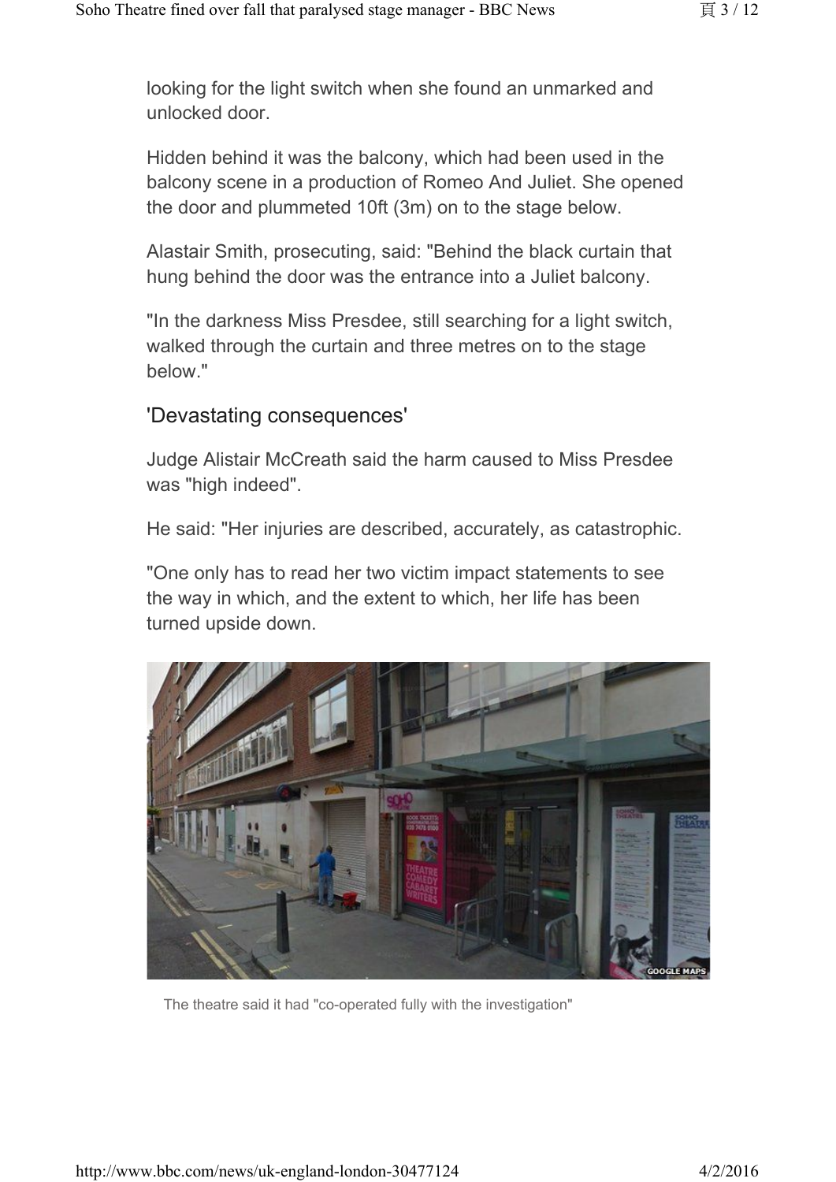looking for the light switch when she found an unmarked and unlocked door.

Hidden behind it was the balcony, which had been used in the balcony scene in a production of Romeo And Juliet. She opened the door and plummeted 10ft (3m) on to the stage below.

Alastair Smith, prosecuting, said: "Behind the black curtain that hung behind the door was the entrance into a Juliet balcony.

"In the darkness Miss Presdee, still searching for a light switch, walked through the curtain and three metres on to the stage below."

## 'Devastating consequences'

Judge Alistair McCreath said the harm caused to Miss Presdee was "high indeed".

He said: "Her injuries are described, accurately, as catastrophic.

"One only has to read her two victim impact statements to see the way in which, and the extent to which, her life has been turned upside down.

The theatre said it had "co-operated fully with the investigation"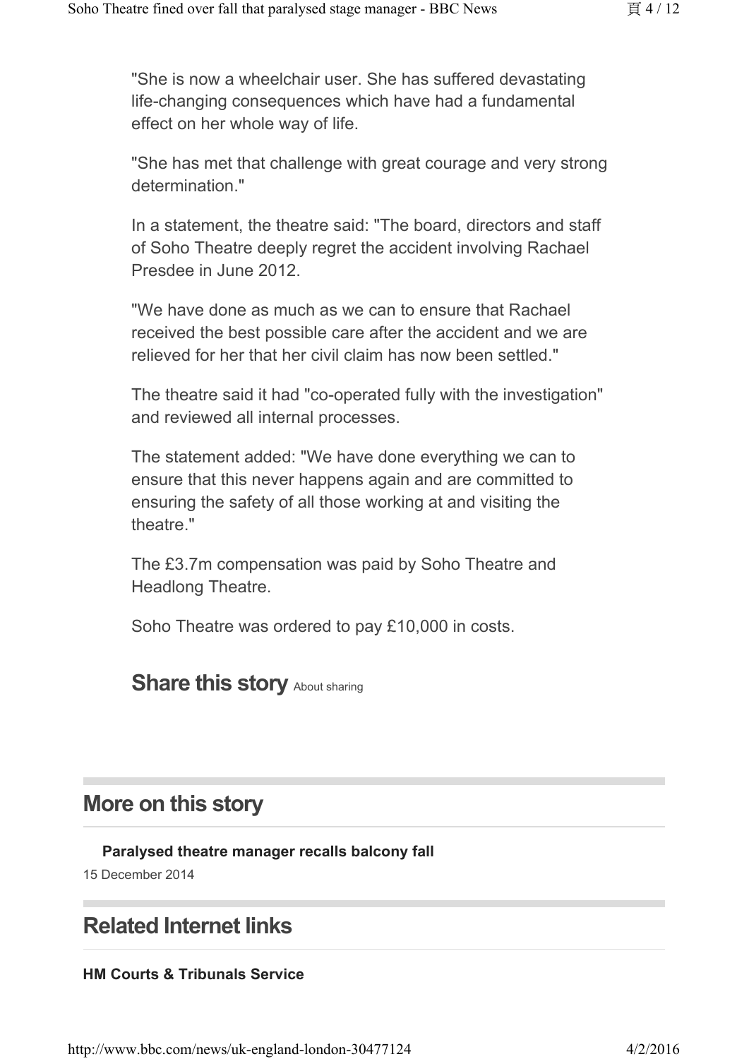"She is now a wheelchair user. She has suffered devastating life-changing consequences which have had a fundamental effect on her whole way of life.

"She has met that challenge with great courage and very strong determination."

In a statement, the theatre said: "The board, directors and staff of Soho Theatre deeply regret the accident involving Rachael Presdee in June 2012.

"We have done as much as we can to ensure that Rachael received the best possible care after the accident and we are relieved for her that her civil claim has now been settled."

The theatre said it had "co-operated fully with the investigation" and reviewed all internal processes.

The statement added: "We have done everything we can to ensure that this never happens again and are committed to ensuring the safety of all those working at and visiting the theatre."

The £3.7m compensation was paid by Soho Theatre and Headlong Theatre.

Soho Theatre was ordered to pay £10,000 in costs.

## Share this story About sharing

## More on this story

**Paralysed theatre manager recalls balcony fall**
15 December 2014

## Related Internet links

**HM Courts & Tribunals Service**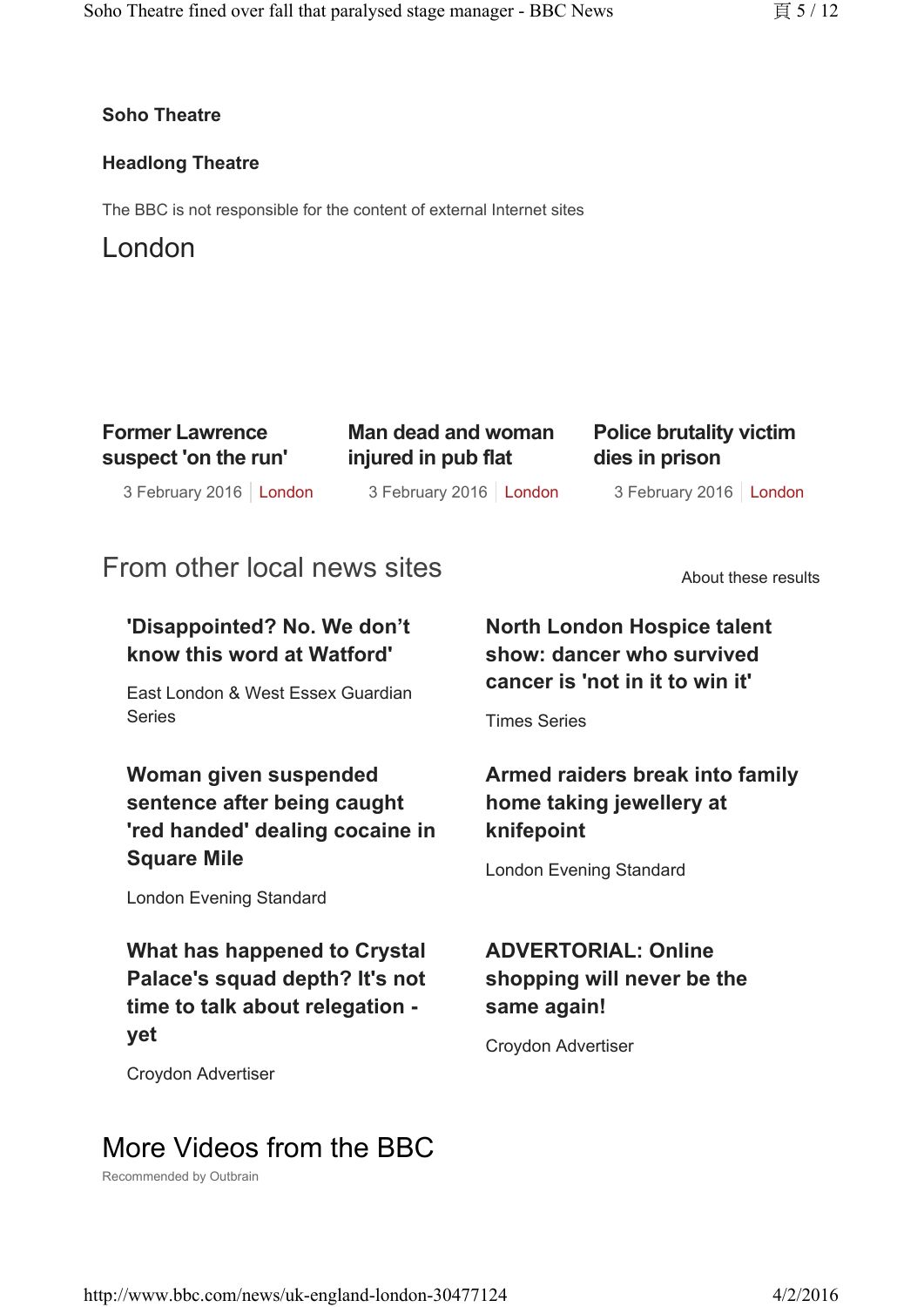**Soho Theatre**

**Headlong Theatre**

The BBC is not responsible for the content of external Internet sites

## London

**Former Lawrence suspect 'on the run'**

3 February 2016 | London

**Man dead and woman injured in pub flat**

3 February 2016 | London

**Police brutality victim dies in prison**

3 February 2016 | London

## From other local news sites

About these results

**'Disappointed? No. We don't know this word at Watford'**

East London & West Essex Guardian Series

**North London Hospice talent show: dancer who survived cancer is 'not in it to win it'**

Times Series

**Woman given suspended sentence after being caught 'red handed' dealing cocaine in Square Mile**

London Evening Standard

**Armed raiders break into family home taking jewellery at knifepoint**

London Evening Standard

**What has happened to Crystal Palace's squad depth? It's not time to talk about relegation - yet**

Croydon Advertiser

**ADVERTORIAL: Online shopping will never be the same again!**

Croydon Advertiser

## More Videos from the BBC

Recommended by Outbrain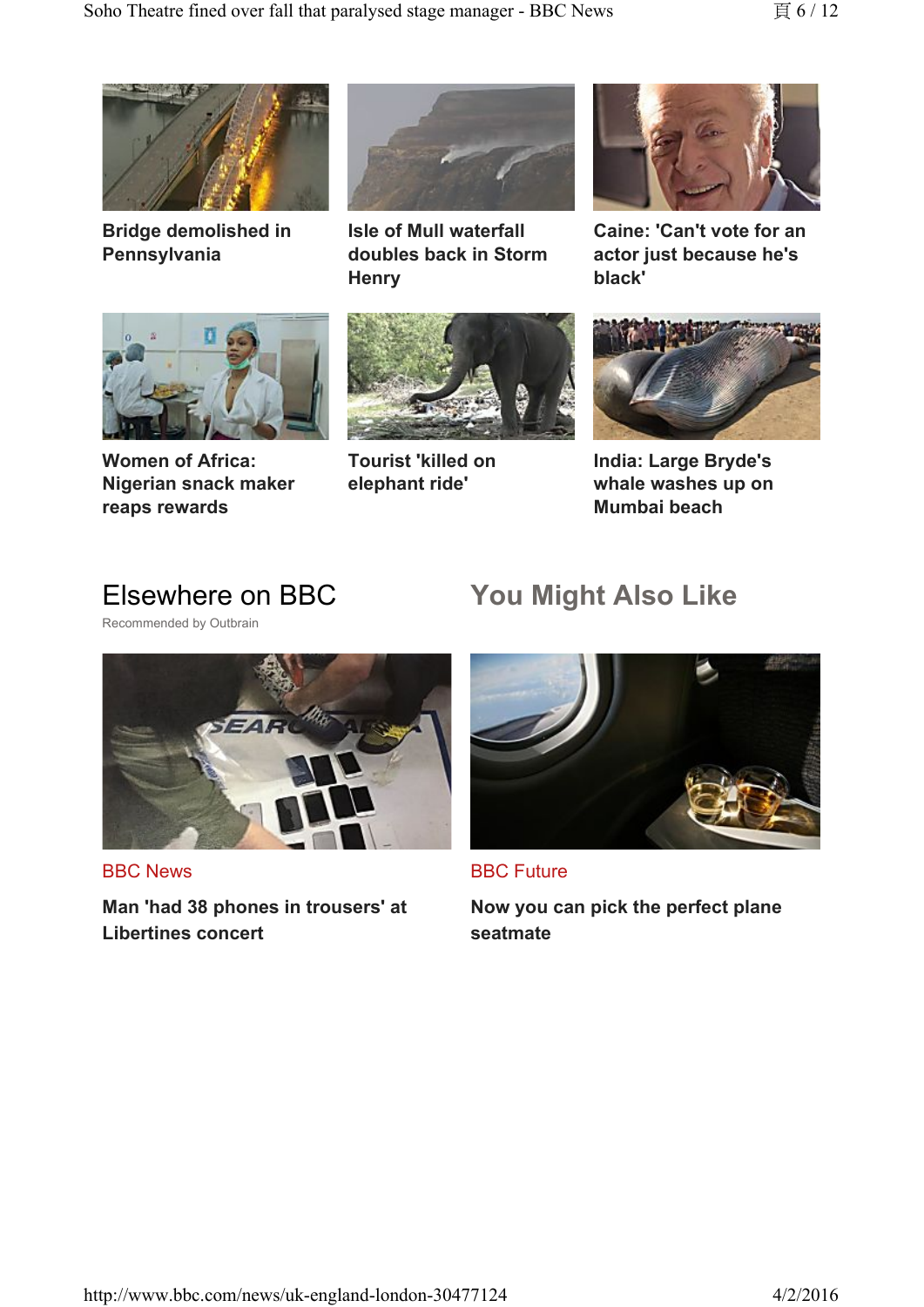**Bridge demolished in Pennsylvania**

**Isle of Mull waterfall doubles back in Storm Henry**

**Caine: 'Can't vote for an actor just because he's black'**

**Women of Africa: Nigerian snack maker reaps rewards**

**Tourist 'killed on elephant ride'**

**India: Large Bryde's whale washes up on Mumbai beach**

## Elsewhere on BBC

Recommended by Outbrain

BBC News

**Man 'had 38 phones in trousers' at Libertines concert**

## You Might Also Like

BBC Future

**Now you can pick the perfect plane seatmate**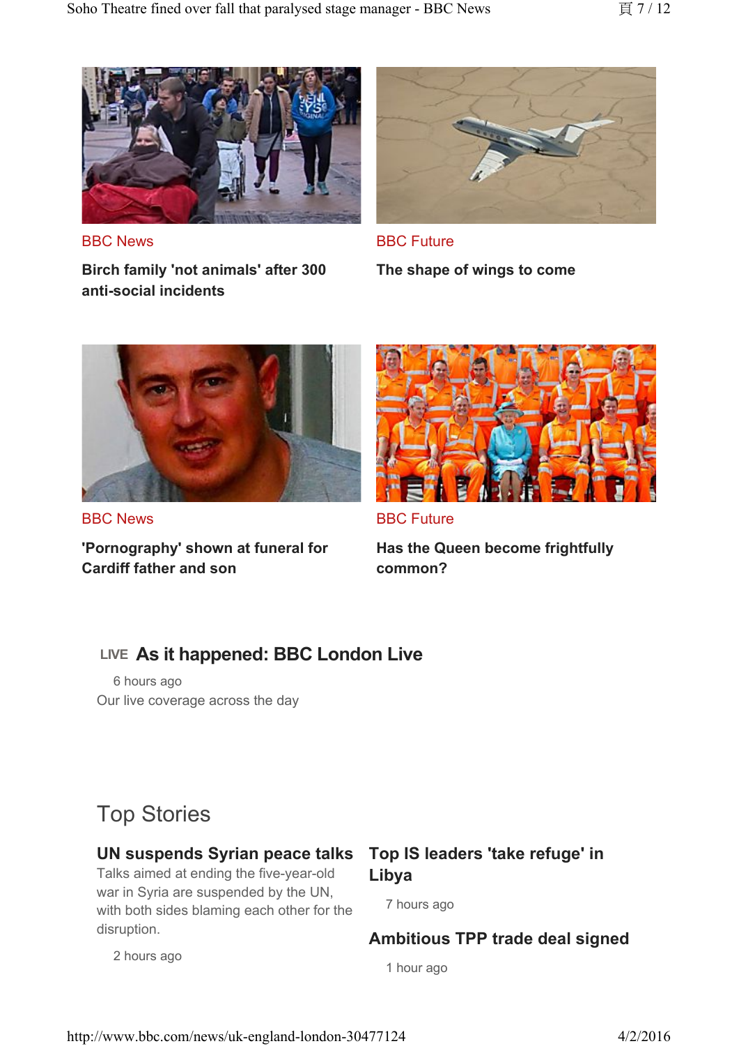BBC News

**Birch family 'not animals' after 300 anti-social incidents**

BBC Future

**The shape of wings to come**

BBC News

**'Pornography' shown at funeral for Cardiff father and son**

BBC Future

**Has the Queen become frightfully common?**

LIVE **As it happened: BBC London Live**

6 hours ago

Our live coverage across the day

## Top Stories

**UN suspends Syrian peace talks**

Talks aimed at ending the five-year-old war in Syria are suspended by the UN, with both sides blaming each other for the disruption.

2 hours ago

**Top IS leaders 'take refuge' in Libya**

7 hours ago

**Ambitious TPP trade deal signed**

1 hour ago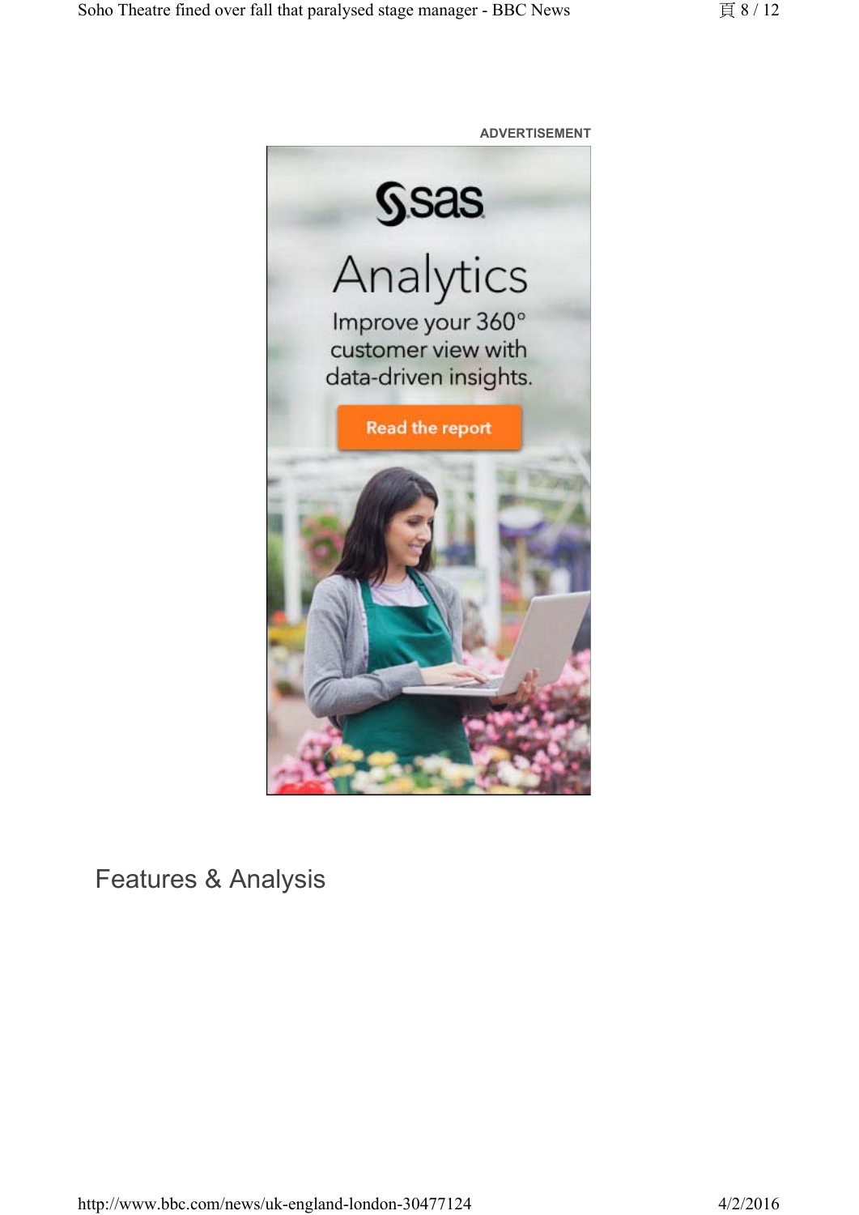ADVERTISEMENT

sas

Analytics

Improve your 360° customer view with data-driven insights.

Read the report

## Features & Analysis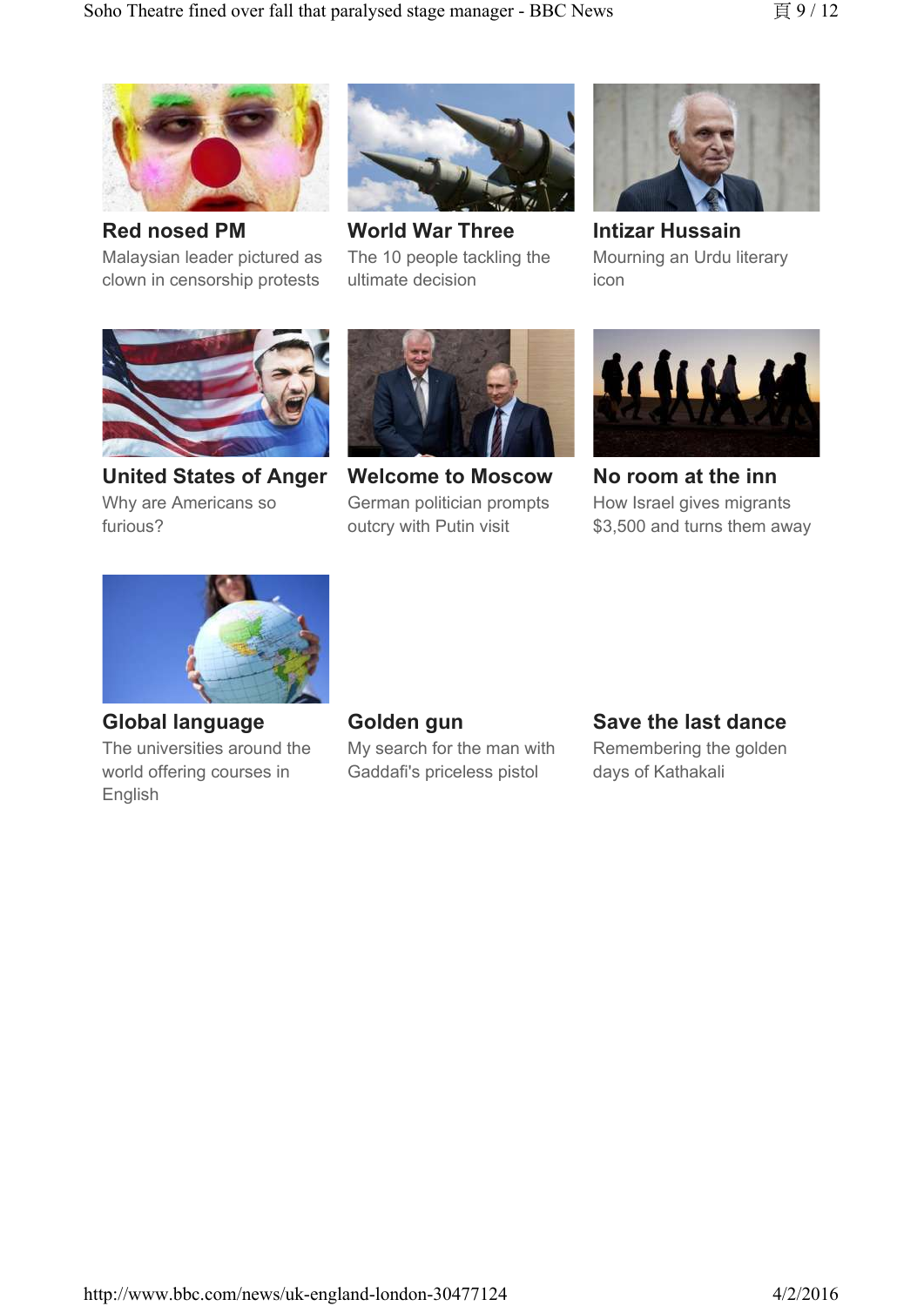### Red nosed PM

Malaysian leader pictured as clown in censorship protests

### World War Three

The 10 people tackling the ultimate decision

### Intizar Hussain

Mourning an Urdu literary icon

### United States of Anger

Why are Americans so furious?

### Welcome to Moscow

German politician prompts outcry with Putin visit

### No room at the inn

How Israel gives migrants $3,500 and turns them away

### Global language

The universities around the world offering courses in English

### Golden gun

My search for the man with Gaddafi's priceless pistol

### Save the last dance

Remembering the golden days of Kathakali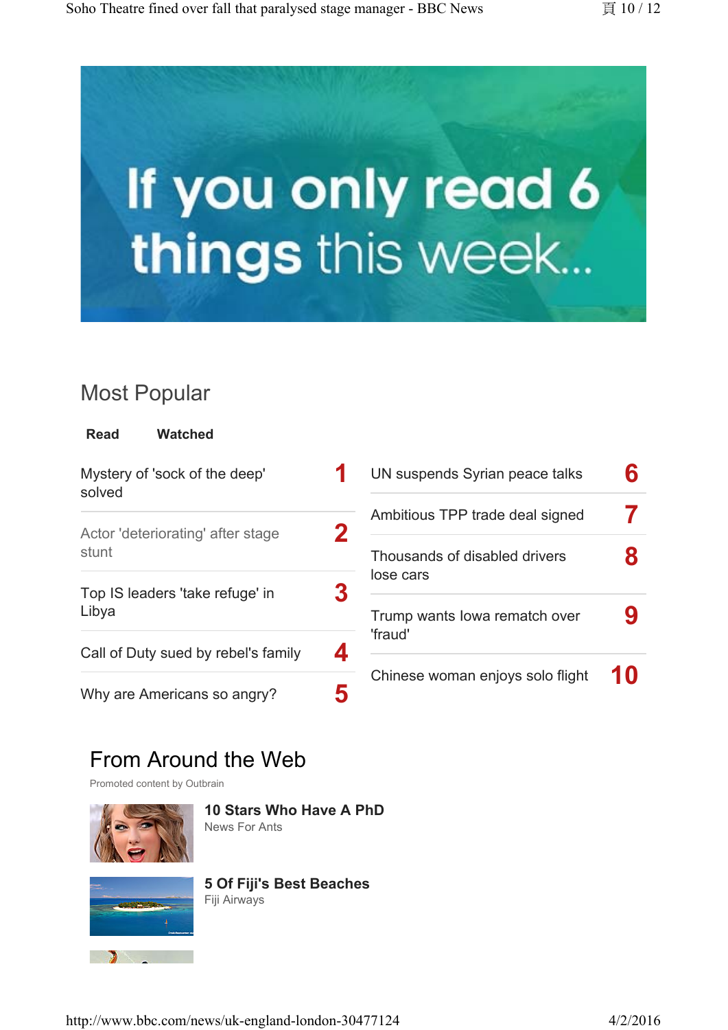If you only read 6 things this week...

## Most Popular

**Read** **Watched**

1. Mystery of 'sock of the deep' solved
2. Actor 'deteriorating' after stage stunt
3. Top IS leaders 'take refuge' in Libya
4. Call of Duty sued by rebel's family
5. Why are Americans so angry?
6. UN suspends Syrian peace talks
7. Ambitious TPP trade deal signed
8. Thousands of disabled drivers lose cars
9. Trump wants Iowa rematch over 'fraud'
10. Chinese woman enjoys solo flight

## From Around the Web

Promoted content by Outbrain

**10 Stars Who Have A PhD**
News For Ants

**5 Of Fiji's Best Beaches**
Fiji Airways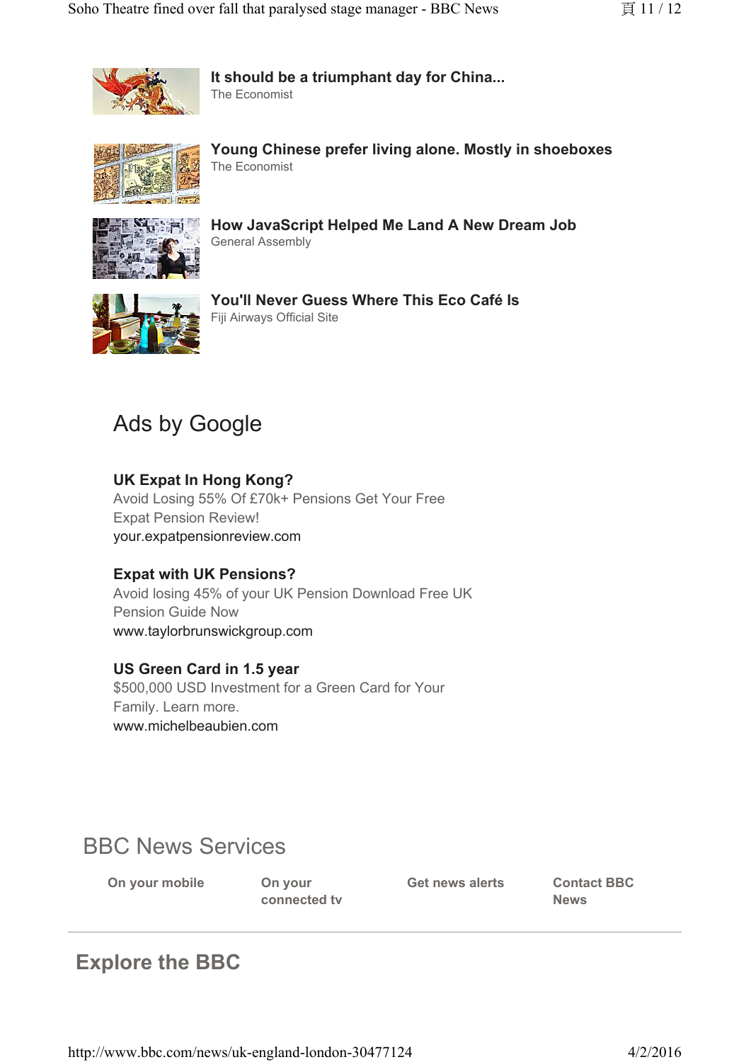**It should be a triumphant day for China...**
The Economist

**Young Chinese prefer living alone. Mostly in shoeboxes**
The Economist

**How JavaScript Helped Me Land A New Dream Job**
General Assembly

**You'll Never Guess Where This Eco Café Is**
Fiji Airways Official Site

## Ads by Google

**UK Expat In Hong Kong?**
Avoid Losing 55% Of £70k+ Pensions Get Your Free Expat Pension Review!
your.expatpensionreview.com

**Expat with UK Pensions?**
Avoid losing 45% of your UK Pension Download Free UK Pension Guide Now
www.taylorbrunswickgroup.com

**US Green Card in 1.5 year**
$500,000 USD Investment for a Green Card for Your Family. Learn more.
www.michelbeaubien.com

## BBC News Services

- **On your mobile**
- **On your connected tv**
- **Get news alerts**
- **Contact BBC News**

## Explore the BBC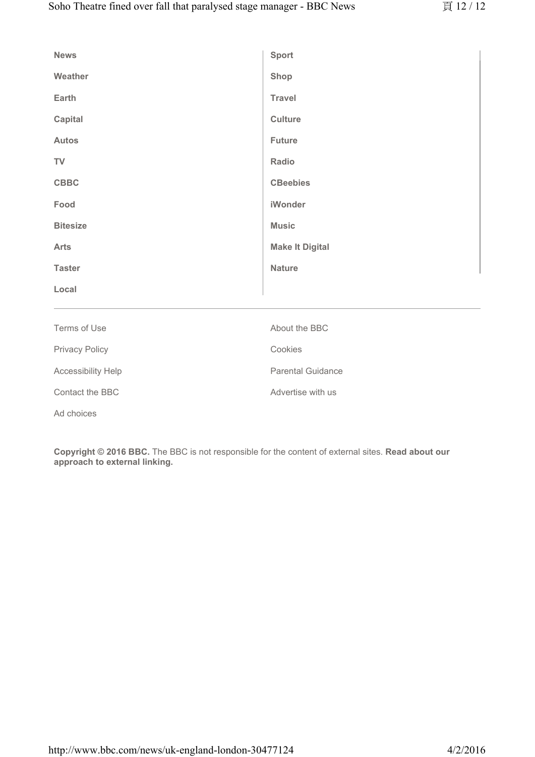**News**

**Weather**

**Earth**

**Capital**

**Autos**

**TV**

**CBBC**

**Food**

**Bitesize**

**Arts**

**Taster**

**Local**

**Sport**

**Shop**

**Travel**

**Culture**

**Future**

**Radio**

**CBeebies**

**iWonder**

**Music**

**Make It Digital**

**Nature**

---

Terms of Use

Privacy Policy

Accessibility Help

Contact the BBC

Ad choices

About the BBC

Cookies

Parental Guidance

Advertise with us

**Copyright © 2016 BBC.** The BBC is not responsible for the content of external sites. **Read about our approach to external linking.**